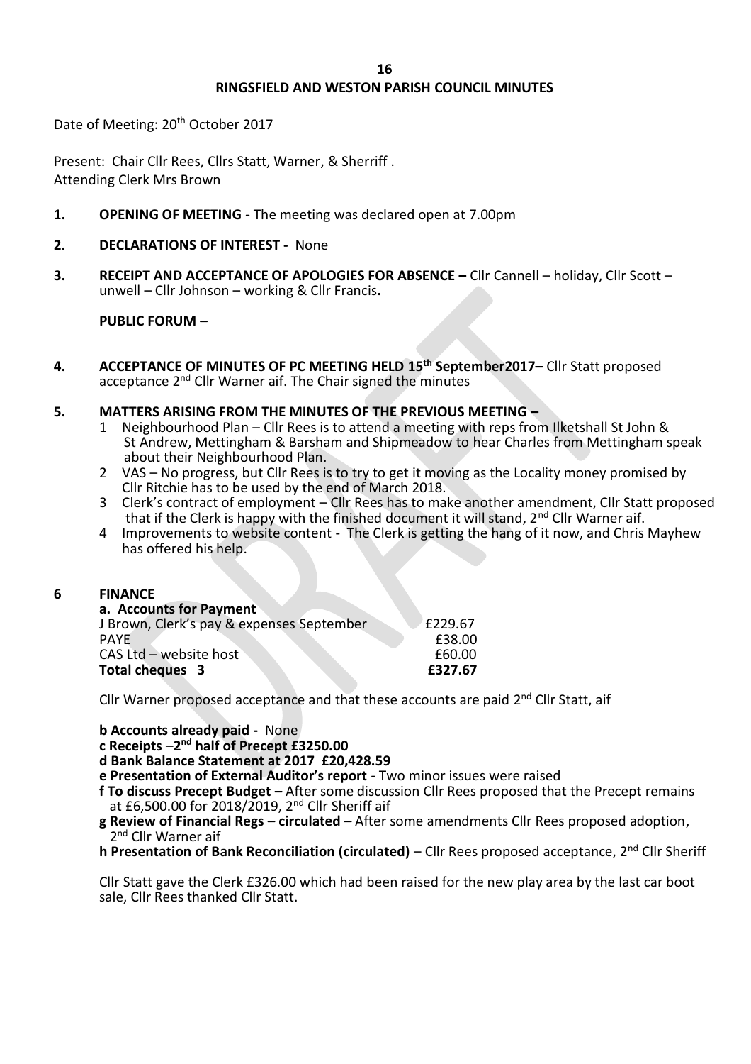# RINGSFIELD AND WESTON PARISH COUNCIL MINUTES

Date of Meeting: 20th October 2017

Present: Chair Cllr Rees, Cllrs Statt, Warner, & Sherriff .
Attending Clerk Mrs Brown

**1. OPENING OF MEETING -** The meeting was declared open at 7.00pm

**2. DECLARATIONS OF INTEREST -** None

**3. RECEIPT AND ACCEPTANCE OF APOLOGIES FOR ABSENCE –** Cllr Cannell – holiday, Cllr Scott – unwell – Cllr Johnson – working & Cllr Francis**.**

**PUBLIC FORUM –**

**4. ACCEPTANCE OF MINUTES OF PC MEETING HELD 15th September2017–** Cllr Statt proposed acceptance 2nd Cllr Warner aif. The Chair signed the minutes

**5. MATTERS ARISING FROM THE MINUTES OF THE PREVIOUS MEETING –**

1. Neighbourhood Plan – Cllr Rees is to attend a meeting with reps from Ilketshall St John & St Andrew, Mettingham & Barsham and Shipmeadow to hear Charles from Mettingham speak about their Neighbourhood Plan.
2. VAS – No progress, but Cllr Rees is to try to get it moving as the Locality money promised by Cllr Ritchie has to be used by the end of March 2018.
3. Clerk's contract of employment – Cllr Rees has to make another amendment, Cllr Statt proposed that if the Clerk is happy with the finished document it will stand, 2nd Cllr Warner aif.
4. Improvements to website content - The Clerk is getting the hang of it now, and Chris Mayhew has offered his help.

**6 FINANCE**

**a. Accounts for Payment**

| | |
|---|---|
| J Brown, Clerk's pay & expenses September | £229.67 |
| PAYE | £38.00 |
| CAS Ltd – website host | £60.00 |
| **Total cheques 3** | **£327.67** |

Cllr Warner proposed acceptance and that these accounts are paid 2nd Cllr Statt, aif

**b Accounts already paid -** None

**c Receipts –2nd half of Precept £3250.00**

**d Bank Balance Statement at 2017 £20,428.59**

**e Presentation of External Auditor's report -** Two minor issues were raised

**f To discuss Precept Budget –** After some discussion Cllr Rees proposed that the Precept remains at £6,500.00 for 2018/2019, 2nd Cllr Sheriff aif

**g Review of Financial Regs – circulated –** After some amendments Cllr Rees proposed adoption, 2nd Cllr Warner aif

**h Presentation of Bank Reconciliation (circulated)** – Cllr Rees proposed acceptance, 2nd Cllr Sheriff

Cllr Statt gave the Clerk £326.00 which had been raised for the new play area by the last car boot sale, Cllr Rees thanked Cllr Statt.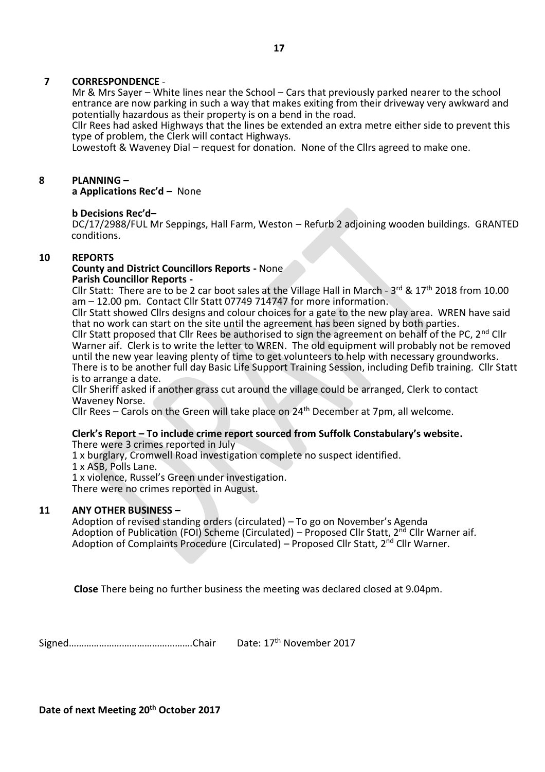## 7 CORRESPONDENCE -

Mr & Mrs Sayer – White lines near the School – Cars that previously parked nearer to the school entrance are now parking in such a way that makes exiting from their driveway very awkward and potentially hazardous as their property is on a bend in the road.
Cllr Rees had asked Highways that the lines be extended an extra metre either side to prevent this type of problem, the Clerk will contact Highways.
Lowestoft & Waveney Dial – request for donation. None of the Cllrs agreed to make one.

## 8 PLANNING –

**a Applications Rec'd –** None

**b Decisions Rec'd–**

DC/17/2988/FUL Mr Seppings, Hall Farm, Weston – Refurb 2 adjoining wooden buildings. GRANTED conditions.

## 10 REPORTS

**County and District Councillors Reports -** None

**Parish Councillor Reports -**

Cllr Statt: There are to be 2 car boot sales at the Village Hall in March - 3rd & 17th 2018 from 10.00 am – 12.00 pm. Contact Cllr Statt 07749 714747 for more information.
Cllr Statt showed Cllrs designs and colour choices for a gate to the new play area. WREN have said that no work can start on the site until the agreement has been signed by both parties.
Cllr Statt proposed that Cllr Rees be authorised to sign the agreement on behalf of the PC, 2nd Cllr Warner aif. Clerk is to write the letter to WREN. The old equipment will probably not be removed until the new year leaving plenty of time to get volunteers to help with necessary groundworks.
There is to be another full day Basic Life Support Training Session, including Defib training. Cllr Statt is to arrange a date.
Cllr Sheriff asked if another grass cut around the village could be arranged, Clerk to contact Waveney Norse.
Cllr Rees – Carols on the Green will take place on 24th December at 7pm, all welcome.

**Clerk's Report – To include crime report sourced from Suffolk Constabulary's website.**

There were 3 crimes reported in July
1 x burglary, Cromwell Road investigation complete no suspect identified.
1 x ASB, Polls Lane.
1 x violence, Russel's Green under investigation.
There were no crimes reported in August.

## 11 ANY OTHER BUSINESS –

Adoption of revised standing orders (circulated) – To go on November's Agenda
Adoption of Publication (FOI) Scheme (Circulated) – Proposed Cllr Statt, 2nd Cllr Warner aif.
Adoption of Complaints Procedure (Circulated) – Proposed Cllr Statt, 2nd Cllr Warner.

**Close** There being no further business the meeting was declared closed at 9.04pm.

Signed………………………………………….Chair Date: 17th November 2017

**Date of next Meeting 20th October 2017**